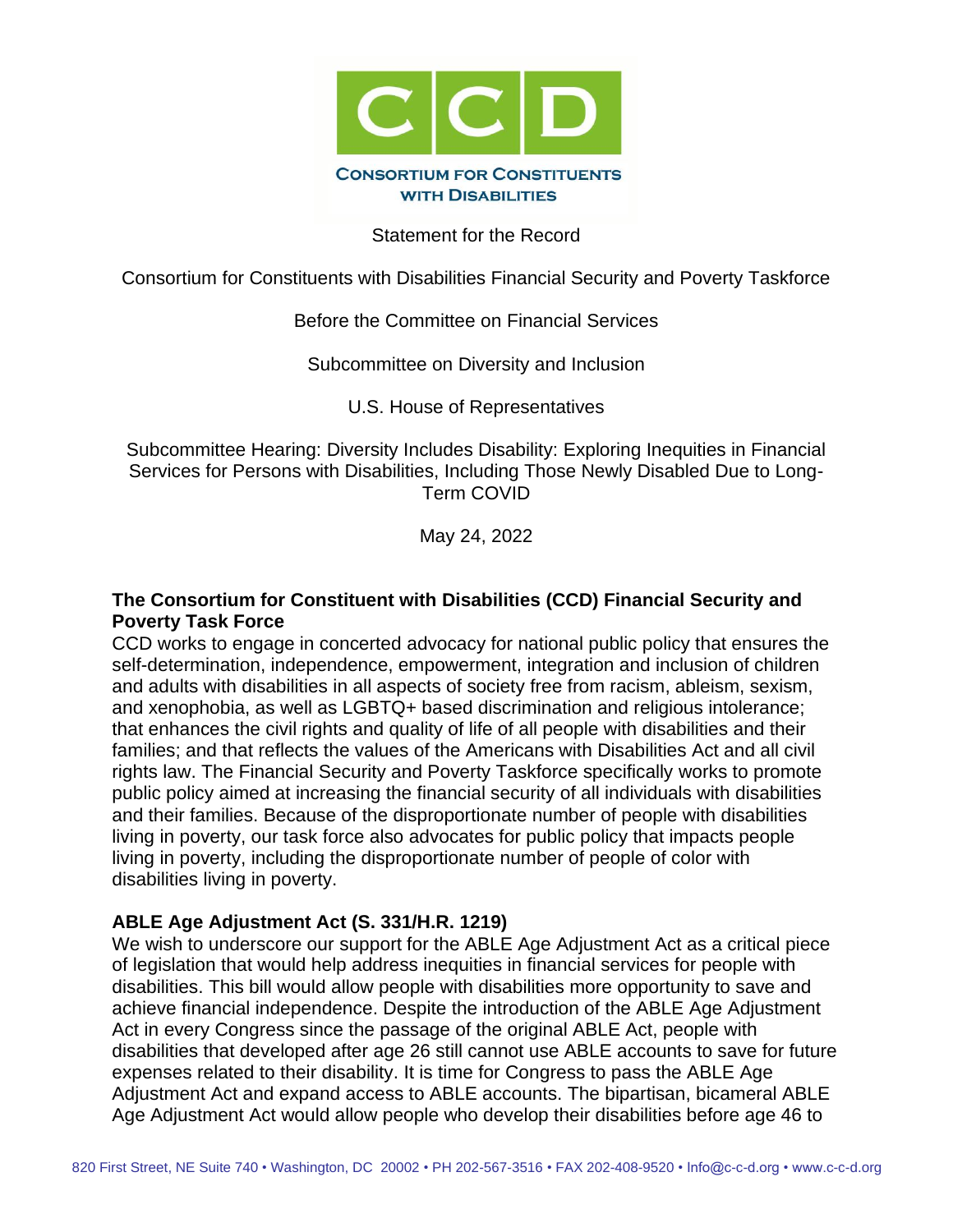**CONSORTIUM FOR CONSTITUENTS WITH DISABILITIES**

Statement for the Record

Consortium for Constituents with Disabilities Financial Security and Poverty Taskforce

Before the Committee on Financial Services

Subcommittee on Diversity and Inclusion

U.S. House of Representatives

Subcommittee Hearing: Diversity Includes Disability: Exploring Inequities in Financial Services for Persons with Disabilities, Including Those Newly Disabled Due to Long-Term COVID

May 24, 2022

**The Consortium for Constituent with Disabilities (CCD) Financial Security and Poverty Task Force**

CCD works to engage in concerted advocacy for national public policy that ensures the self-determination, independence, empowerment, integration and inclusion of children and adults with disabilities in all aspects of society free from racism, ableism, sexism, and xenophobia, as well as LGBTQ+ based discrimination and religious intolerance; that enhances the civil rights and quality of life of all people with disabilities and their families; and that reflects the values of the Americans with Disabilities Act and all civil rights law. The Financial Security and Poverty Taskforce specifically works to promote public policy aimed at increasing the financial security of all individuals with disabilities and their families. Because of the disproportionate number of people with disabilities living in poverty, our task force also advocates for public policy that impacts people living in poverty, including the disproportionate number of people of color with disabilities living in poverty.

**ABLE Age Adjustment Act (S. 331/H.R. 1219)**

We wish to underscore our support for the ABLE Age Adjustment Act as a critical piece of legislation that would help address inequities in financial services for people with disabilities. This bill would allow people with disabilities more opportunity to save and achieve financial independence. Despite the introduction of the ABLE Age Adjustment Act in every Congress since the passage of the original ABLE Act, people with disabilities that developed after age 26 still cannot use ABLE accounts to save for future expenses related to their disability. It is time for Congress to pass the ABLE Age Adjustment Act and expand access to ABLE accounts. The bipartisan, bicameral ABLE Age Adjustment Act would allow people who develop their disabilities before age 46 to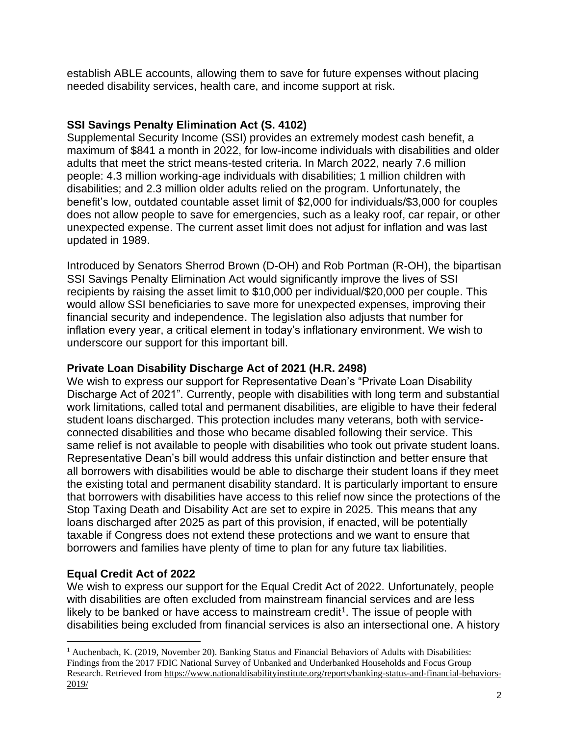establish ABLE accounts, allowing them to save for future expenses without placing needed disability services, health care, and income support at risk.

**SSI Savings Penalty Elimination Act (S. 4102)**

Supplemental Security Income (SSI) provides an extremely modest cash benefit, a maximum of $841 a month in 2022, for low-income individuals with disabilities and older adults that meet the strict means-tested criteria. In March 2022, nearly 7.6 million people: 4.3 million working-age individuals with disabilities; 1 million children with disabilities; and 2.3 million older adults relied on the program. Unfortunately, the benefit's low, outdated countable asset limit of $2,000 for individuals/$3,000 for couples does not allow people to save for emergencies, such as a leaky roof, car repair, or other unexpected expense. The current asset limit does not adjust for inflation and was last updated in 1989.

Introduced by Senators Sherrod Brown (D-OH) and Rob Portman (R-OH), the bipartisan SSI Savings Penalty Elimination Act would significantly improve the lives of SSI recipients by raising the asset limit to $10,000 per individual/$20,000 per couple. This would allow SSI beneficiaries to save more for unexpected expenses, improving their financial security and independence. The legislation also adjusts that number for inflation every year, a critical element in today's inflationary environment. We wish to underscore our support for this important bill.

**Private Loan Disability Discharge Act of 2021 (H.R. 2498)**

We wish to express our support for Representative Dean's "Private Loan Disability Discharge Act of 2021". Currently, people with disabilities with long term and substantial work limitations, called total and permanent disabilities, are eligible to have their federal student loans discharged. This protection includes many veterans, both with service-connected disabilities and those who became disabled following their service. This same relief is not available to people with disabilities who took out private student loans. Representative Dean's bill would address this unfair distinction and better ensure that all borrowers with disabilities would be able to discharge their student loans if they meet the existing total and permanent disability standard. It is particularly important to ensure that borrowers with disabilities have access to this relief now since the protections of the Stop Taxing Death and Disability Act are set to expire in 2025. This means that any loans discharged after 2025 as part of this provision, if enacted, will be potentially taxable if Congress does not extend these protections and we want to ensure that borrowers and families have plenty of time to plan for any future tax liabilities.

**Equal Credit Act of 2022**

We wish to express our support for the Equal Credit Act of 2022. Unfortunately, people with disabilities are often excluded from mainstream financial services and are less likely to be banked or have access to mainstream credit[1]. The issue of people with disabilities being excluded from financial services is also an intersectional one. A history

[1] Auchenbach, K. (2019, November 20). Banking Status and Financial Behaviors of Adults with Disabilities: Findings from the 2017 FDIC National Survey of Unbanked and Underbanked Households and Focus Group Research. Retrieved from https://www.nationaldisabilityinstitute.org/reports/banking-status-and-financial-behaviors-2019/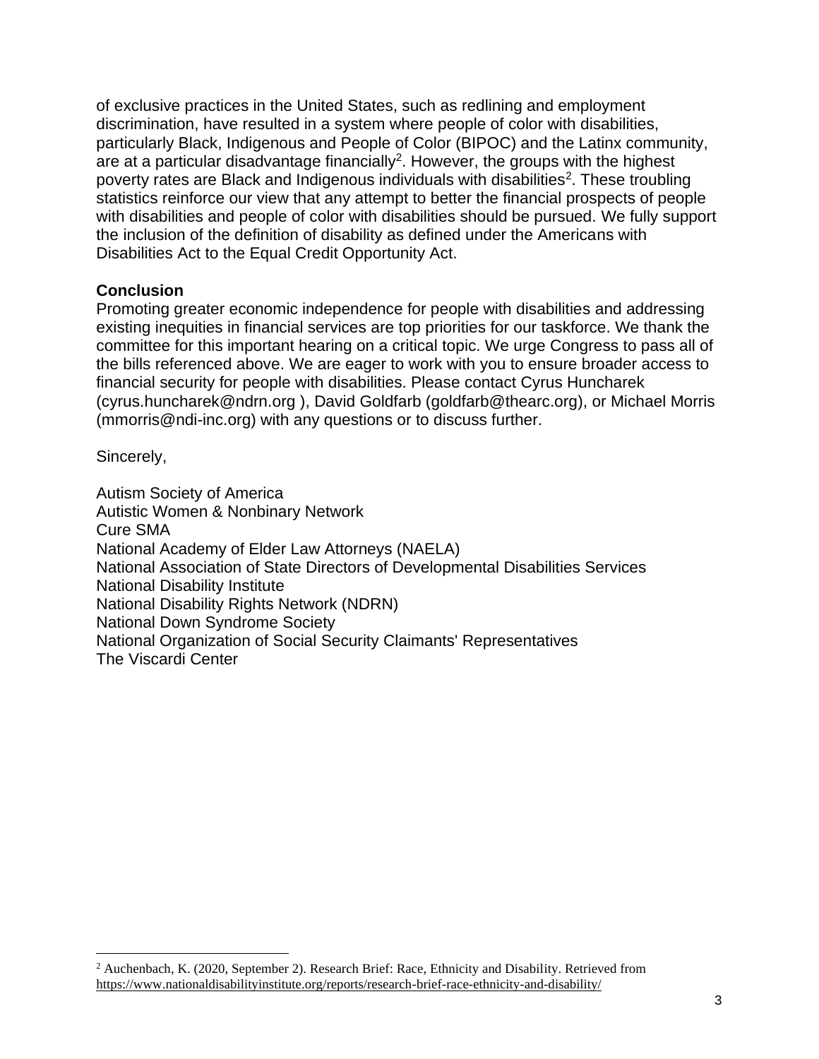of exclusive practices in the United States, such as redlining and employment discrimination, have resulted in a system where people of color with disabilities, particularly Black, Indigenous and People of Color (BIPOC) and the Latinx community, are at a particular disadvantage financially[2]. However, the groups with the highest poverty rates are Black and Indigenous individuals with disabilities[2]. These troubling statistics reinforce our view that any attempt to better the financial prospects of people with disabilities and people of color with disabilities should be pursued. We fully support the inclusion of the definition of disability as defined under the Americans with Disabilities Act to the Equal Credit Opportunity Act.

**Conclusion**

Promoting greater economic independence for people with disabilities and addressing existing inequities in financial services are top priorities for our taskforce. We thank the committee for this important hearing on a critical topic. We urge Congress to pass all of the bills referenced above. We are eager to work with you to ensure broader access to financial security for people with disabilities. Please contact Cyrus Huncharek (cyrus.huncharek@ndrn.org ), David Goldfarb (goldfarb@thearc.org), or Michael Morris (mmorris@ndi-inc.org) with any questions or to discuss further.

Sincerely,

Autism Society of America
Autistic Women & Nonbinary Network
Cure SMA
National Academy of Elder Law Attorneys (NAELA)
National Association of State Directors of Developmental Disabilities Services
National Disability Institute
National Disability Rights Network (NDRN)
National Down Syndrome Society
National Organization of Social Security Claimants' Representatives
The Viscardi Center

[2] Auchenbach, K. (2020, September 2). Research Brief: Race, Ethnicity and Disability. Retrieved from https://www.nationaldisabilityinstitute.org/reports/research-brief-race-ethnicity-and-disability/